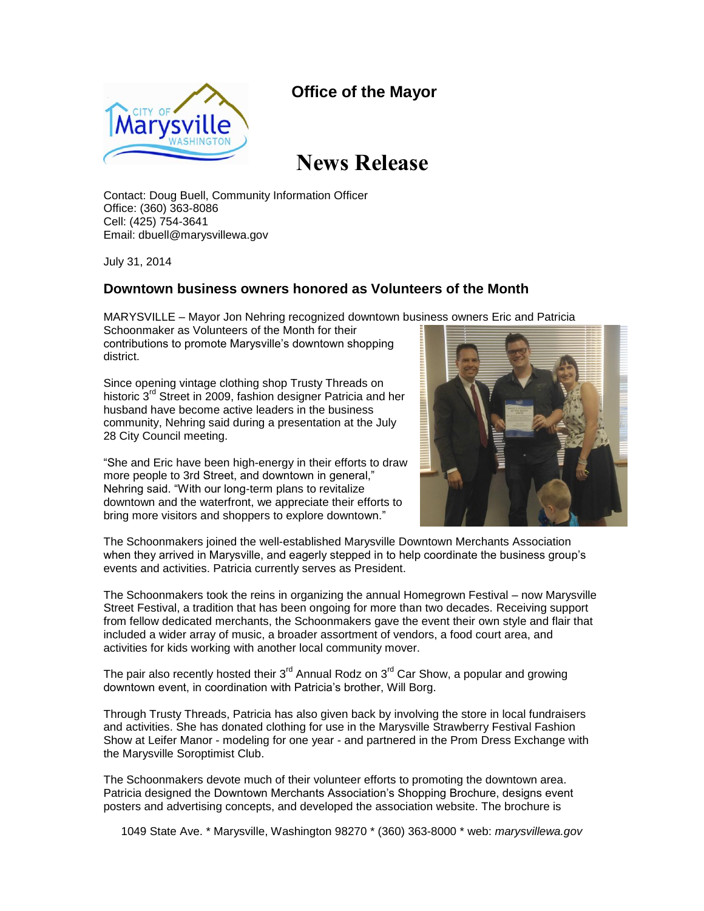**Office of the Mayor**

# News Release

Contact: Doug Buell, Community Information Officer
Office: (360) 363-8086
Cell: (425) 754-3641
Email: dbuell@marysvillewa.gov

July 31, 2014

## Downtown business owners honored as Volunteers of the Month

MARYSVILLE – Mayor Jon Nehring recognized downtown business owners Eric and Patricia Schoonmaker as Volunteers of the Month for their contributions to promote Marysville's downtown shopping district.

Since opening vintage clothing shop Trusty Threads on historic 3rd Street in 2009, fashion designer Patricia and her husband have become active leaders in the business community, Nehring said during a presentation at the July 28 City Council meeting.

"She and Eric have been high-energy in their efforts to draw more people to 3rd Street, and downtown in general," Nehring said. "With our long-term plans to revitalize downtown and the waterfront, we appreciate their efforts to bring more visitors and shoppers to explore downtown."

The Schoonmakers joined the well-established Marysville Downtown Merchants Association when they arrived in Marysville, and eagerly stepped in to help coordinate the business group's events and activities. Patricia currently serves as President.

The Schoonmakers took the reins in organizing the annual Homegrown Festival – now Marysville Street Festival, a tradition that has been ongoing for more than two decades. Receiving support from fellow dedicated merchants, the Schoonmakers gave the event their own style and flair that included a wider array of music, a broader assortment of vendors, a food court area, and activities for kids working with another local community mover.

The pair also recently hosted their 3rd Annual Rodz on 3rd Car Show, a popular and growing downtown event, in coordination with Patricia's brother, Will Borg.

Through Trusty Threads, Patricia has also given back by involving the store in local fundraisers and activities. She has donated clothing for use in the Marysville Strawberry Festival Fashion Show at Leifer Manor - modeling for one year - and partnered in the Prom Dress Exchange with the Marysville Soroptimist Club.

The Schoonmakers devote much of their volunteer efforts to promoting the downtown area. Patricia designed the Downtown Merchants Association's Shopping Brochure, designs event posters and advertising concepts, and developed the association website. The brochure is

1049 State Ave. * Marysville, Washington 98270 * (360) 363-8000 * web: *marysvillewa.gov*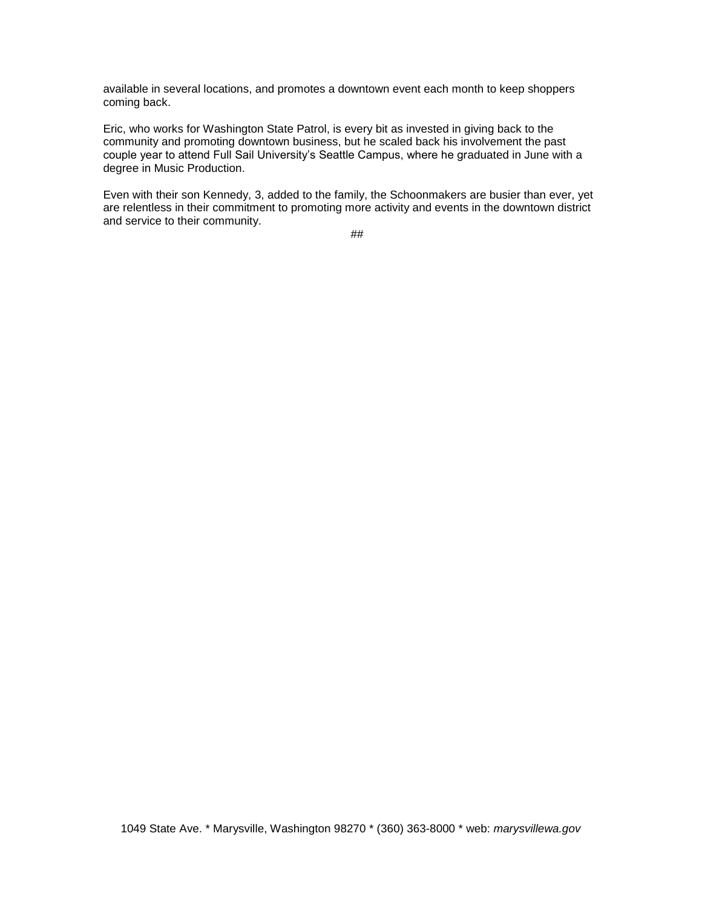available in several locations, and promotes a downtown event each month to keep shoppers coming back.

Eric, who works for Washington State Patrol, is every bit as invested in giving back to the community and promoting downtown business, but he scaled back his involvement the past couple year to attend Full Sail University's Seattle Campus, where he graduated in June with a degree in Music Production.

Even with their son Kennedy, 3, added to the family, the Schoonmakers are busier than ever, yet are relentless in their commitment to promoting more activity and events in the downtown district and service to their community.

##